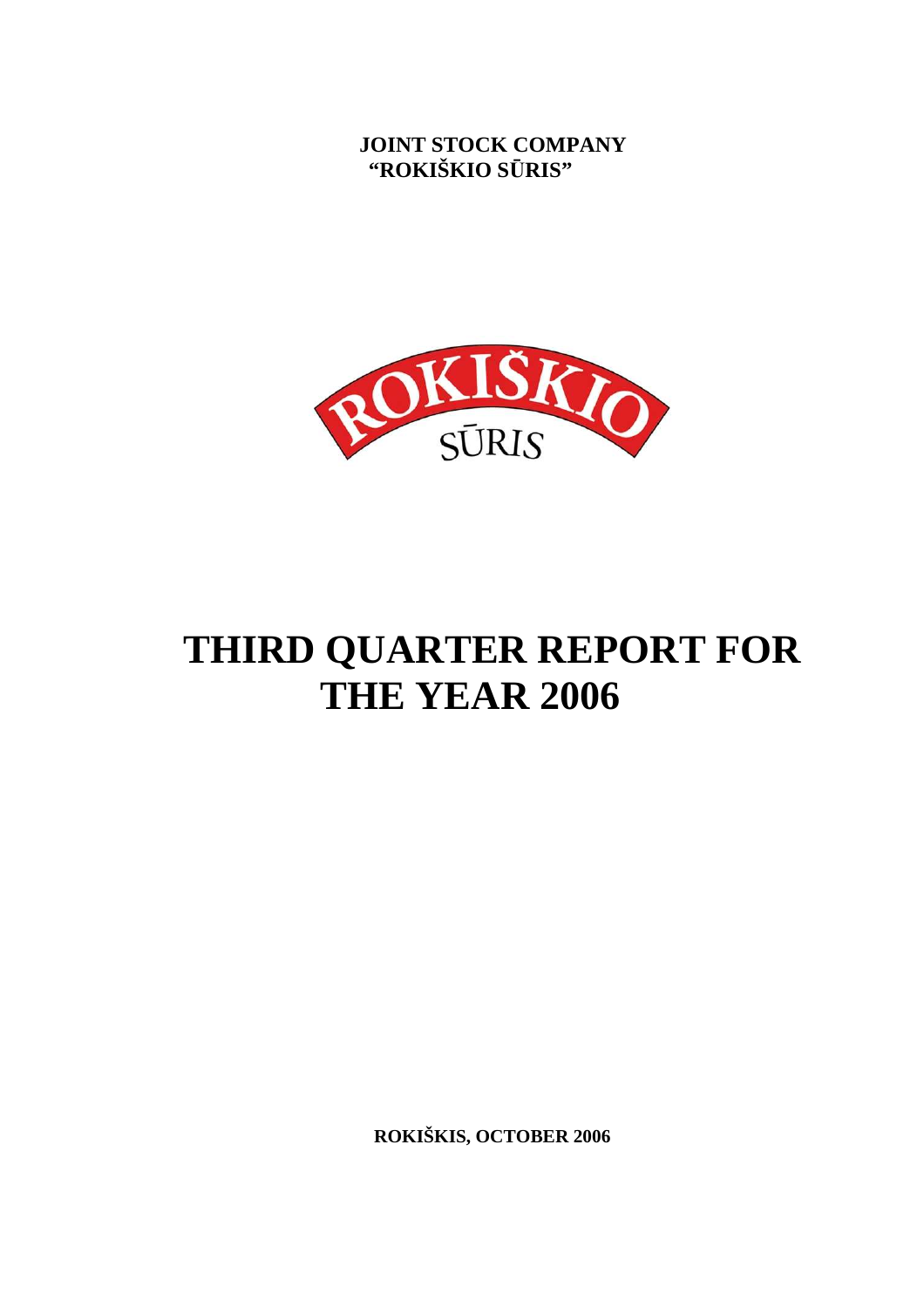**JOINT STOCK COMPANY "ROKIŠKIO SŪRIS"**

ROKIŠKIO SŪRIS

# THIRD QUARTER REPORT FOR THE YEAR 2006

**ROKIŠKIS, OCTOBER 2006**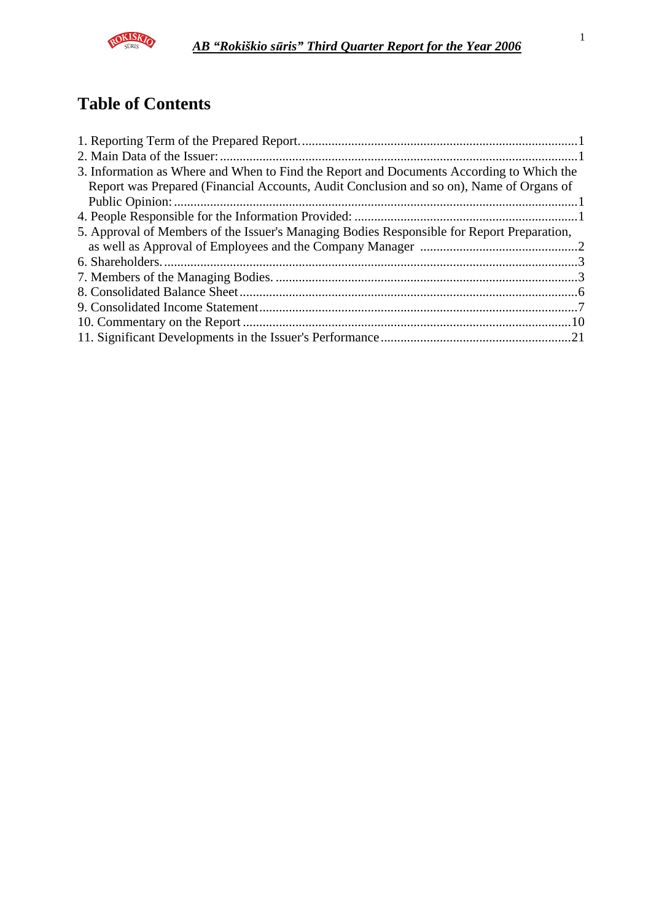# Table of Contents

1. Reporting Term of the Prepared Report. .......... 1
2. Main Data of the Issuer: .......... 1
3. Information as Where and When to Find the Report and Documents According to Which the Report was Prepared (Financial Accounts, Audit Conclusion and so on), Name of Organs of Public Opinion: .......... 1
4. People Responsible for the Information Provided: .......... 1
5. Approval of Members of the Issuer's Managing Bodies Responsible for Report Preparation, as well as Approval of Employees and the Company Manager .......... 2
6. Shareholders. .......... 3
7. Members of the Managing Bodies. .......... 3
8. Consolidated Balance Sheet .......... 6
9. Consolidated Income Statement .......... 7
10. Commentary on the Report .......... 10
11. Significant Developments in the Issuer's Performance .......... 21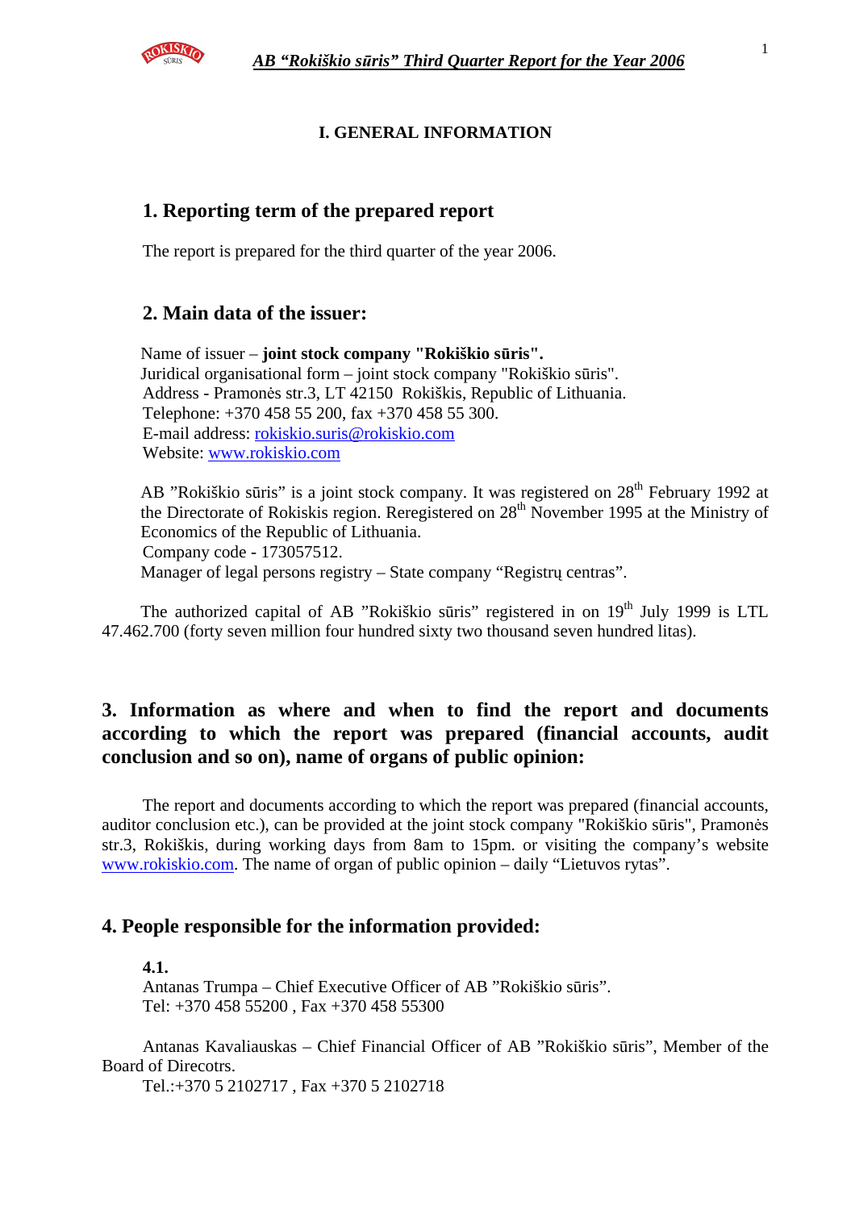## I. GENERAL INFORMATION

### 1. Reporting term of the prepared report

The report is prepared for the third quarter of the year 2006.

### 2. Main data of the issuer:

Name of issuer – **joint stock company "Rokiškio sūris".**
Juridical organisational form – joint stock company "Rokiškio sūris".
Address - Pramonės str.3, LT 42150 Rokiškis, Republic of Lithuania.
Telephone: +370 458 55 200, fax +370 458 55 300.
E-mail address: rokiskio.suris@rokiskio.com
Website: www.rokiskio.com

AB "Rokiškio sūris" is a joint stock company. It was registered on 28th February 1992 at the Directorate of Rokiskis region. Reregistered on 28th November 1995 at the Ministry of Economics of the Republic of Lithuania.
Company code - 173057512.
Manager of legal persons registry – State company "Registrų centras".

The authorized capital of AB "Rokiškio sūris" registered in on 19th July 1999 is LTL 47.462.700 (forty seven million four hundred sixty two thousand seven hundred litas).

### 3. Information as where and when to find the report and documents according to which the report was prepared (financial accounts, audit conclusion and so on), name of organs of public opinion:

The report and documents according to which the report was prepared (financial accounts, auditor conclusion etc.), can be provided at the joint stock company "Rokiškio sūris", Pramonės str.3, Rokiškis, during working days from 8am to 15pm. or visiting the company's website www.rokiskio.com. The name of organ of public opinion – daily "Lietuvos rytas".

### 4. People responsible for the information provided:

**4.1.**
Antanas Trumpa – Chief Executive Officer of AB "Rokiškio sūris".
Tel: +370 458 55200 , Fax +370 458 55300

Antanas Kavaliauskas – Chief Financial Officer of AB "Rokiškio sūris", Member of the Board of Direcotrs.
Tel.:+370 5 2102717 , Fax +370 5 2102718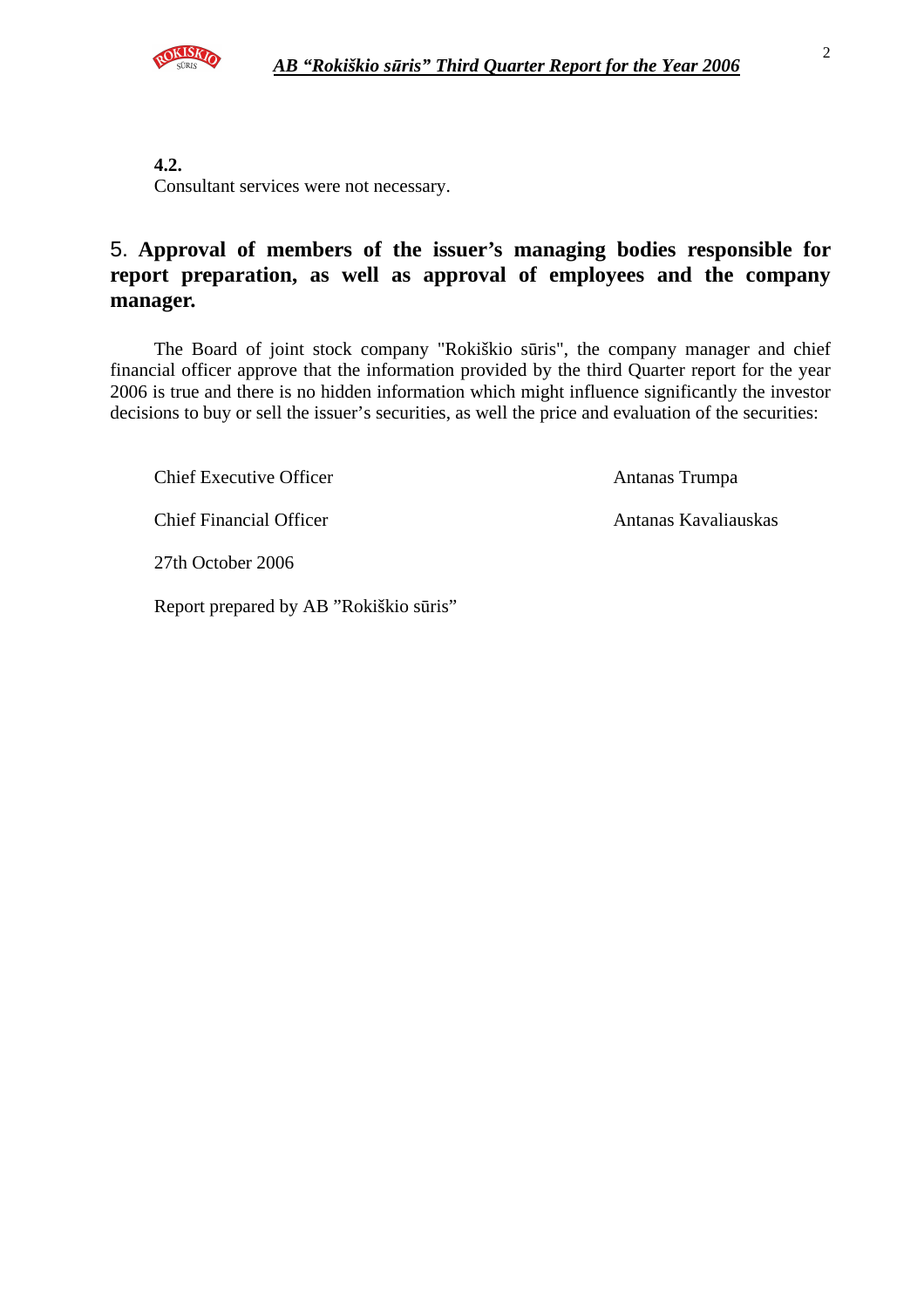**4.2.**

Consultant services were not necessary.

## 5. Approval of members of the issuer's managing bodies responsible for report preparation, as well as approval of employees and the company manager.

The Board of joint stock company "Rokiškio sūris", the company manager and chief financial officer approve that the information provided by the third Quarter report for the year 2006 is true and there is no hidden information which might influence significantly the investor decisions to buy or sell the issuer's securities, as well the price and evaluation of the securities:

| | |
|---|---|
| Chief Executive Officer | Antanas Trumpa |
| Chief Financial Officer | Antanas Kavaliauskas |

27th October 2006

Report prepared by AB "Rokiškio sūris"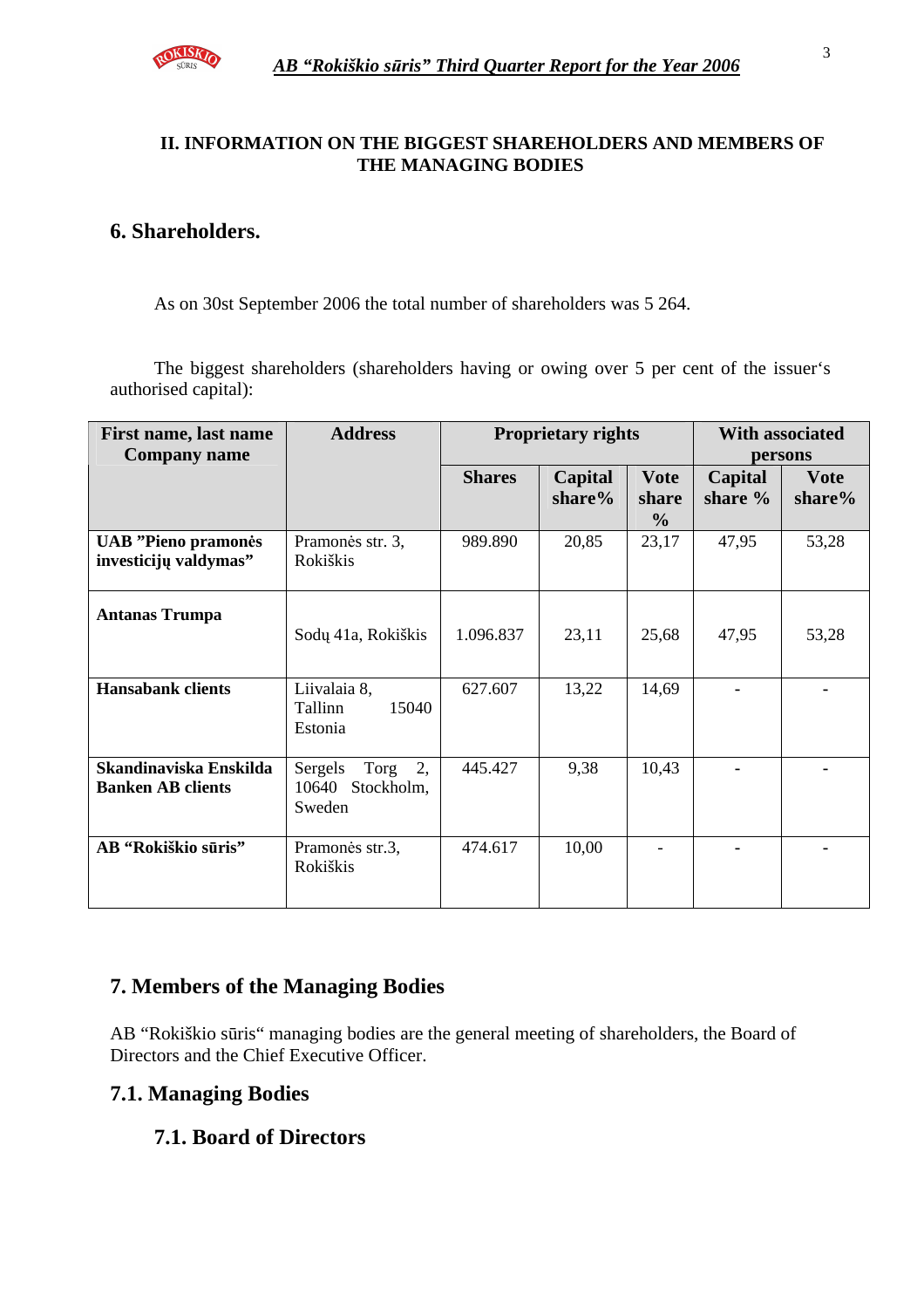## II. INFORMATION ON THE BIGGEST SHAREHOLDERS AND MEMBERS OF THE MANAGING BODIES

## 6. Shareholders.

As on 30st September 2006 the total number of shareholders was 5 264.

The biggest shareholders (shareholders having or owing over 5 per cent of the issuer‘s authorised capital):

| First name, last name Company name | Address | Proprietary rights | | | With associated persons | |
|---|---|---|---|---|---|---|
| | | Shares | Capital share% | Vote share % | Capital share % | Vote share% |
| **UAB ”Pieno pramonės investicijų valdymas”** | Pramonės str. 3, Rokiškis | 989.890 | 20,85 | 23,17 | 47,95 | 53,28 |
| **Antanas Trumpa** | Sodų 41a, Rokiškis | 1.096.837 | 23,11 | 25,68 | 47,95 | 53,28 |
| **Hansabank clients** | Liivalaia 8, Tallinn 15040 Estonia | 627.607 | 13,22 | 14,69 | - | - |
| **Skandinaviska Enskilda Banken AB clients** | Sergels Torg 2, 10640 Stockholm, Sweden | 445.427 | 9,38 | 10,43 | - | - |
| **AB “Rokiškio sūris”** | Pramonės str.3, Rokiškis | 474.617 | 10,00 | - | - | - |

## 7. Members of the Managing Bodies

AB “Rokiškio sūris“ managing bodies are the general meeting of shareholders, the Board of Directors and the Chief Executive Officer.

## 7.1. Managing Bodies

### 7.1. Board of Directors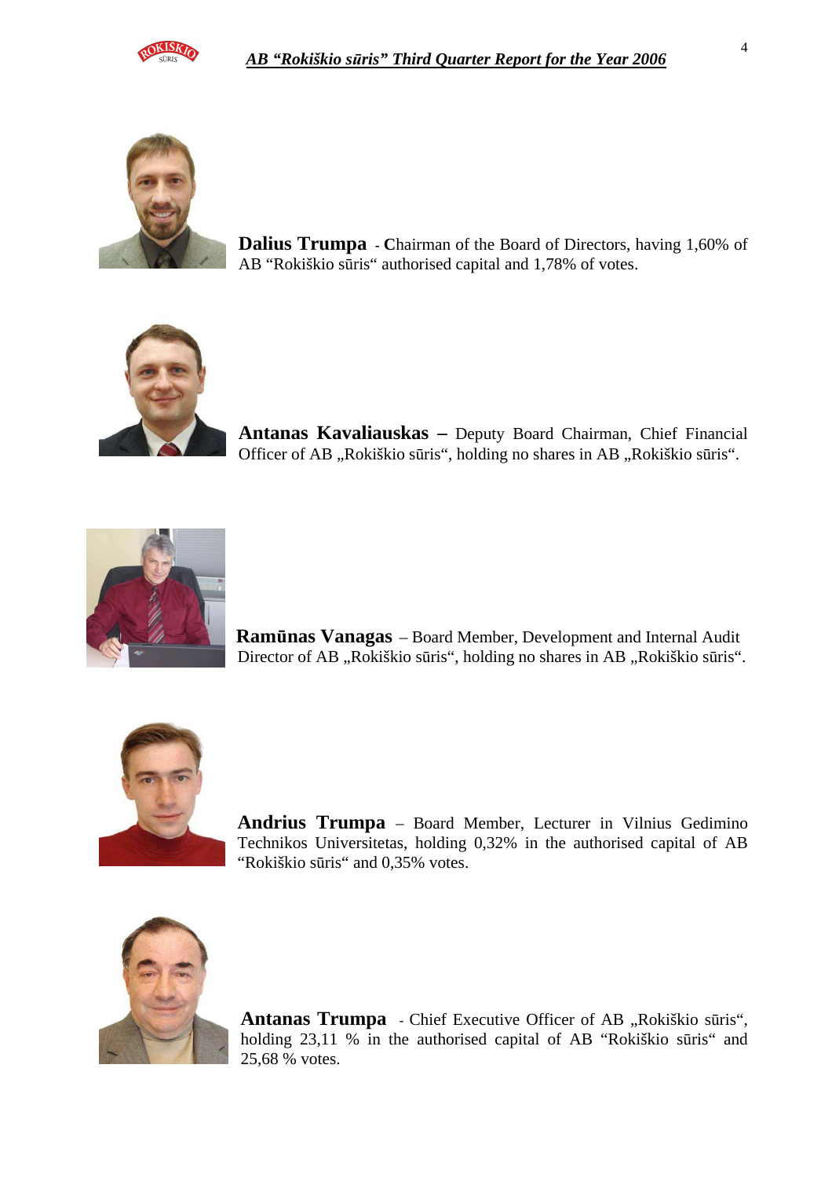**Dalius Trumpa** - **C**hairman of the Board of Directors, having 1,60% of AB "Rokiškio sūris" authorised capital and 1,78% of votes.

**Antanas Kavaliauskas –** Deputy Board Chairman, Chief Financial Officer of AB „Rokiškio sūris", holding no shares in AB „Rokiškio sūris".

**Ramūnas Vanagas** – Board Member, Development and Internal Audit Director of AB „Rokiškio sūris", holding no shares in AB „Rokiškio sūris".

**Andrius Trumpa** – Board Member, Lecturer in Vilnius Gedimino Technikos Universitetas, holding 0,32% in the authorised capital of AB "Rokiškio sūris" and 0,35% votes.

**Antanas Trumpa** - Chief Executive Officer of AB „Rokiškio sūris", holding 23,11 % in the authorised capital of AB "Rokiškio sūris" and 25,68 % votes.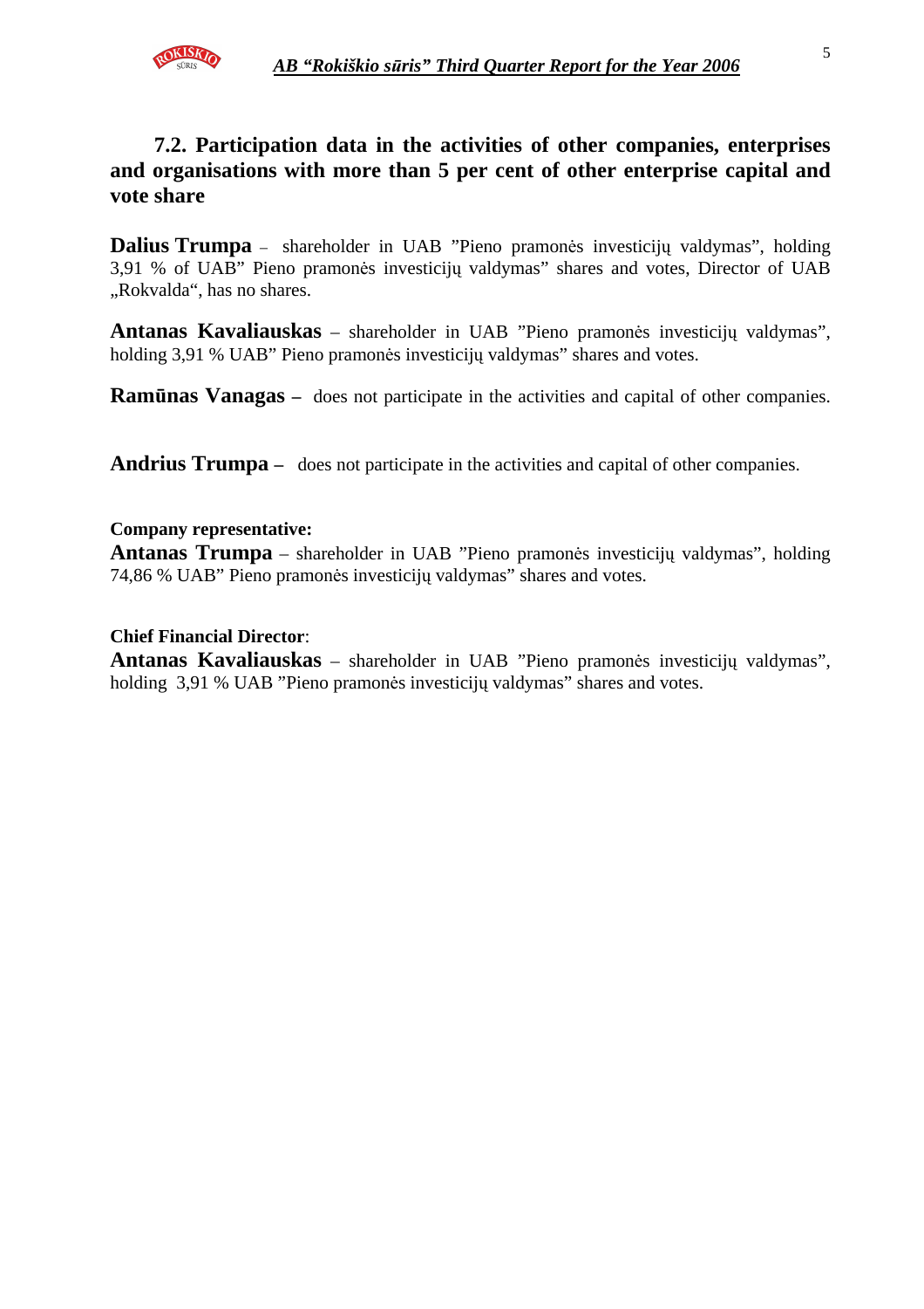### 7.2. Participation data in the activities of other companies, enterprises and organisations with more than 5 per cent of other enterprise capital and vote share

**Dalius Trumpa** – shareholder in UAB ”Pieno pramonės investicijų valdymas”, holding 3,91 % of UAB” Pieno pramonės investicijų valdymas” shares and votes, Director of UAB „Rokvalda“, has no shares.

**Antanas Kavaliauskas** – shareholder in UAB ”Pieno pramonės investicijų valdymas”, holding 3,91 % UAB” Pieno pramonės investicijų valdymas” shares and votes.

**Ramūnas Vanagas –** does not participate in the activities and capital of other companies.

**Andrius Trumpa –** does not participate in the activities and capital of other companies.

**Company representative:**

**Antanas Trumpa** – shareholder in UAB ”Pieno pramonės investicijų valdymas”, holding 74,86 % UAB” Pieno pramonės investicijų valdymas” shares and votes.

**Chief Financial Director**:

**Antanas Kavaliauskas** – shareholder in UAB ”Pieno pramonės investicijų valdymas”, holding 3,91 % UAB ”Pieno pramonės investicijų valdymas” shares and votes.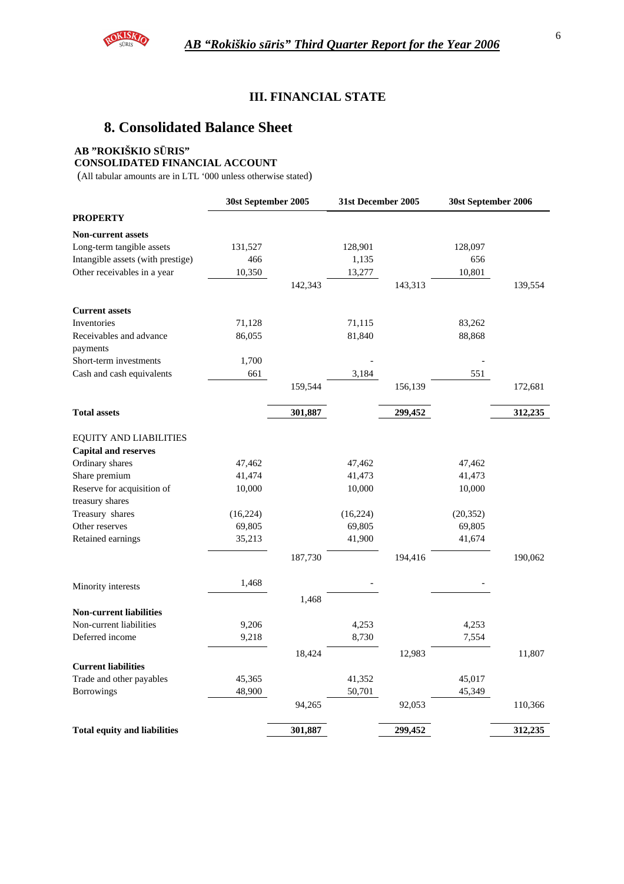## III. FINANCIAL STATE

# 8. Consolidated Balance Sheet

**AB "ROKIŠKIO SŪRIS"**
**CONSOLIDATED FINANCIAL ACCOUNT**
(All tabular amounts are in LTL '000 unless otherwise stated)

| | 30st September 2005 | | 31st December 2005 | | 30st September 2006 | |
|---|---|---|---|---|---|---|
| **PROPERTY** | | | | | | |
| **Non-current assets** | | | | | | |
| Long-term tangible assets | 131,527 | | 128,901 | | 128,097 | |
| Intangible assets (with prestige) | 466 | | 1,135 | | 656 | |
| Other receivables in a year | 10,350 | | 13,277 | | 10,801 | |
| | | 142,343 | | 143,313 | | 139,554 |
| **Current assets** | | | | | | |
| Inventories | 71,128 | | 71,115 | | 83,262 | |
| Receivables and advance payments | 86,055 | | 81,840 | | 88,868 | |
| Short-term investments | 1,700 | | - | | - | |
| Cash and cash equivalents | 661 | | 3,184 | | 551 | |
| | | 159,544 | | 156,139 | | 172,681 |
| **Total assets** | | **301,887** | | **299,452** | | **312,235** |
| EQUITY AND LIABILITIES | | | | | | |
| **Capital and reserves** | | | | | | |
| Ordinary shares | 47,462 | | 47,462 | | 47,462 | |
| Share premium | 41,474 | | 41,473 | | 41,473 | |
| Reserve for acquisition of treasury shares | 10,000 | | 10,000 | | 10,000 | |
| Treasury shares | (16,224) | | (16,224) | | (20,352) | |
| Other reserves | 69,805 | | 69,805 | | 69,805 | |
| Retained earnings | 35,213 | | 41,900 | | 41,674 | |
| | | 187,730 | | 194,416 | | 190,062 |
| Minority interests | 1,468 | | - | | - | |
| | | 1,468 | | | | |
| **Non-current liabilities** | | | | | | |
| Non-current liabilities | 9,206 | | 4,253 | | 4,253 | |
| Deferred income | 9,218 | | 8,730 | | 7,554 | |
| | | 18,424 | | 12,983 | | 11,807 |
| **Current liabilities** | | | | | | |
| Trade and other payables | 45,365 | | 41,352 | | 45,017 | |
| Borrowings | 48,900 | | 50,701 | | 45,349 | |
| | | 94,265 | | 92,053 | | 110,366 |
| **Total equity and liabilities** | | **301,887** | | **299,452** | | **312,235** |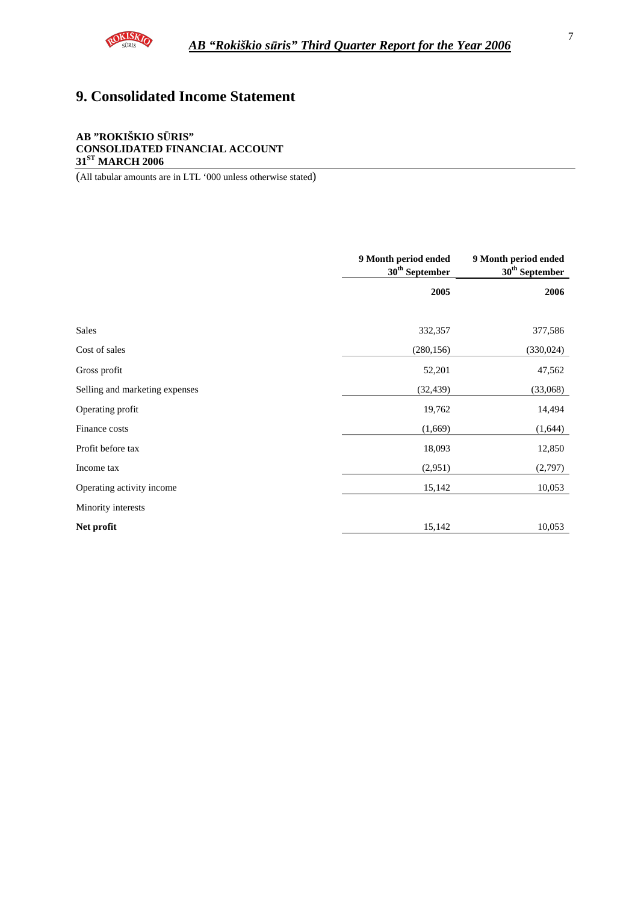# 9. Consolidated Income Statement

**AB "ROKIŠKIO SŪRIS"**
**CONSOLIDATED FINANCIAL ACCOUNT**
**31ST MARCH 2006**

(All tabular amounts are in LTL '000 unless otherwise stated)

| | 9 Month period ended 30th September | 9 Month period ended 30th September |
|---|---|---|
| | **2005** | **2006** |
| Sales | 332,357 | 377,586 |
| Cost of sales | (280,156) | (330,024) |
| Gross profit | 52,201 | 47,562 |
| Selling and marketing expenses | (32,439) | (33,068) |
| Operating profit | 19,762 | 14,494 |
| Finance costs | (1,669) | (1,644) |
| Profit before tax | 18,093 | 12,850 |
| Income tax | (2,951) | (2,797) |
| Operating activity income | 15,142 | 10,053 |
| Minority interests | | |
| **Net profit** | 15,142 | 10,053 |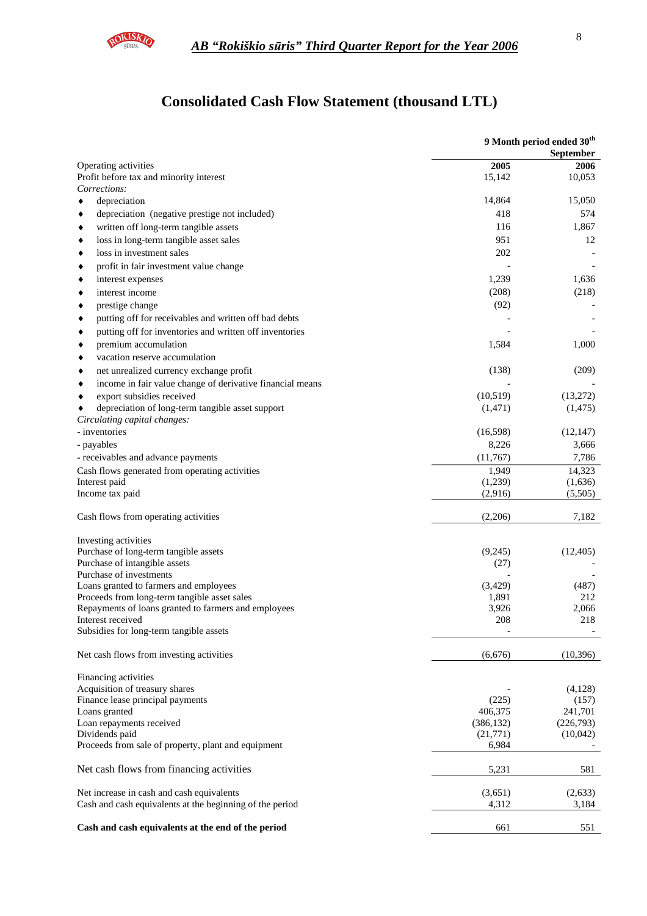# Consolidated Cash Flow Statement (thousand LTL)

| | 9 Month period ended 30th September | |
|---|---|---|
| Operating activities | 2005 | 2006 |
| Profit before tax and minority interest | 15,142 | 10,053 |
| *Corrections:* | | |
| ♦ depreciation | 14,864 | 15,050 |
| ♦ depreciation (negative prestige not included) | 418 | 574 |
| ♦ written off long-term tangible assets | 116 | 1,867 |
| ♦ loss in long-term tangible asset sales | 951 | 12 |
| ♦ loss in investment sales | 202 | - |
| ♦ profit in fair investment value change | - | - |
| ♦ interest expenses | 1,239 | 1,636 |
| ♦ interest income | (208) | (218) |
| ♦ prestige change | (92) | - |
| ♦ putting off for receivables and written off bad debts | - | - |
| ♦ putting off for inventories and written off inventories | - | - |
| ♦ premium accumulation | 1,584 | 1,000 |
| ♦ vacation reserve accumulation | | |
| ♦ net unrealized currency exchange profit | (138) | (209) |
| ♦ income in fair value change of derivative financial means | - | - |
| ♦ export subsidies received | (10,519) | (13,272) |
| ♦ depreciation of long-term tangible asset support | (1,471) | (1,475) |
| *Circulating capital changes:* | | |
| - inventories | (16,598) | (12,147) |
| - payables | 8,226 | 3,666 |
| - receivables and advance payments | (11,767) | 7,786 |
| Cash flows generated from operating activities | 1,949 | 14,323 |
| Interest paid | (1,239) | (1,636) |
| Income tax paid | (2,916) | (5,505) |
| Cash flows from operating activities | (2,206) | 7,182 |
| Investing activities | | |
| Purchase of long-term tangible assets | (9,245) | (12,405) |
| Purchase of intangible assets | (27) | - |
| Purchase of investments | - | - |
| Loans granted to farmers and employees | (3,429) | (487) |
| Proceeds from long-term tangible asset sales | 1,891 | 212 |
| Repayments of loans granted to farmers and employees | 3,926 | 2,066 |
| Interest received | 208 | 218 |
| Subsidies for long-term tangible assets | - | - |
| Net cash flows from investing activities | (6,676) | (10,396) |
| Financing activities | | |
| Acquisition of treasury shares | - | (4,128) |
| Finance lease principal payments | (225) | (157) |
| Loans granted | 406,375 | 241,701 |
| Loan repayments received | (386,132) | (226,793) |
| Dividends paid | (21,771) | (10,042) |
| Proceeds from sale of property, plant and equipment | 6,984 | - |
| Net cash flows from financing activities | 5,231 | 581 |
| Net increase in cash and cash equivalents | (3,651) | (2,633) |
| Cash and cash equivalents at the beginning of the period | 4,312 | 3,184 |
| **Cash and cash equivalents at the end of the period** | 661 | 551 |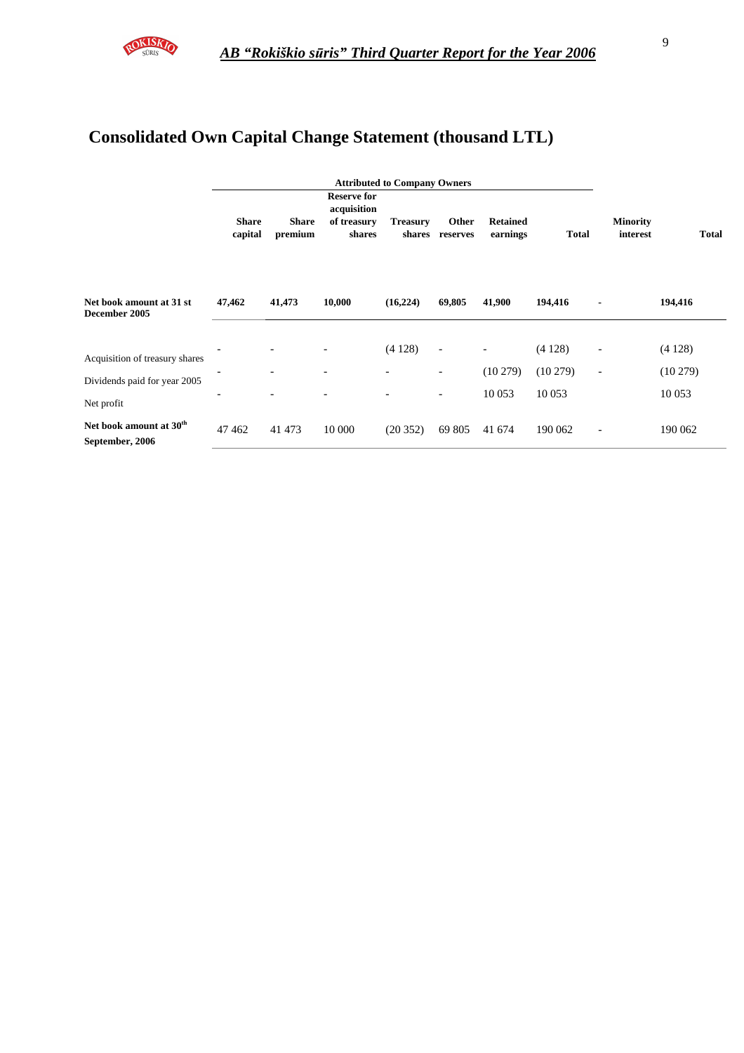# Consolidated Own Capital Change Statement (thousand LTL)

| | Attributed to Company Owners | | | | | | | | |
|---|---|---|---|---|---|---|---|---|---|
| | **Share capital** | **Share premium** | **Reserve for acquisition of treasury shares** | **Treasury shares** | **Other reserves** | **Retained earnings** | **Total** | **Minority interest** | **Total** |
| **Net book amount at 31 st December 2005** | **47,462** | **41,473** | **10,000** | **(16,224)** | **69,805** | **41,900** | **194,416** | **-** | **194,416** |
| Acquisition of treasury shares | - | - | - | (4 128) | - | - | (4 128) | - | (4 128) |
| Dividends paid for year 2005 | - | - | - | - | - | (10 279) | (10 279) | - | (10 279) |
| Net profit | - | - | - | - | - | 10 053 | 10 053 | | 10 053 |
| **Net book amount at 30th September, 2006** | 47 462 | 41 473 | 10 000 | (20 352) | 69 805 | 41 674 | 190 062 | - | 190 062 |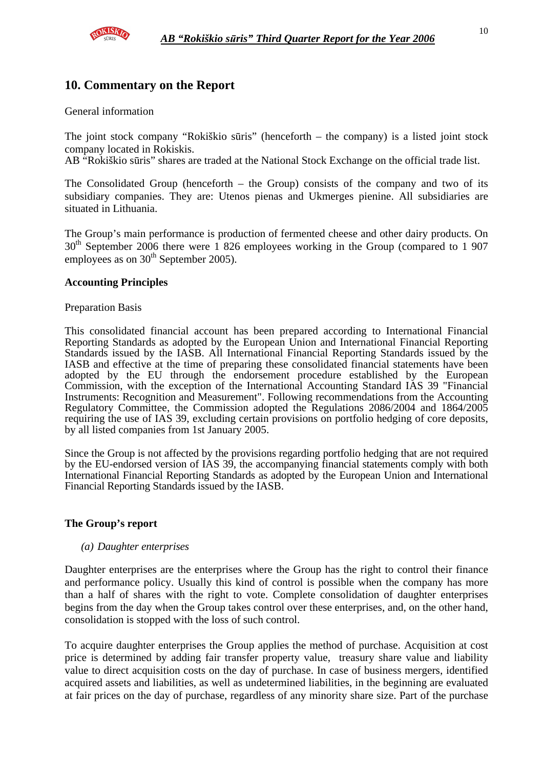## 10. Commentary on the Report

General information

The joint stock company "Rokiškio sūris" (henceforth – the company) is a listed joint stock company located in Rokiskis.
AB "Rokiškio sūris" shares are traded at the National Stock Exchange on the official trade list.

The Consolidated Group (henceforth – the Group) consists of the company and two of its subsidiary companies. They are: Utenos pienas and Ukmerges pienine. All subsidiaries are situated in Lithuania.

The Group's main performance is production of fermented cheese and other dairy products. On 30th September 2006 there were 1 826 employees working in the Group (compared to 1 907 employees as on 30th September 2005).

**Accounting Principles**

Preparation Basis

This consolidated financial account has been prepared according to International Financial Reporting Standards as adopted by the European Union and International Financial Reporting Standards issued by the IASB. All International Financial Reporting Standards issued by the IASB and effective at the time of preparing these consolidated financial statements have been adopted by the EU through the endorsement procedure established by the European Commission, with the exception of the International Accounting Standard IAS 39 "Financial Instruments: Recognition and Measurement". Following recommendations from the Accounting Regulatory Committee, the Commission adopted the Regulations 2086/2004 and 1864/2005 requiring the use of IAS 39, excluding certain provisions on portfolio hedging of core deposits, by all listed companies from 1st January 2005.

Since the Group is not affected by the provisions regarding portfolio hedging that are not required by the EU-endorsed version of IAS 39, the accompanying financial statements comply with both International Financial Reporting Standards as adopted by the European Union and International Financial Reporting Standards issued by the IASB.

**The Group's report**

*(a) Daughter enterprises*

Daughter enterprises are the enterprises where the Group has the right to control their finance and performance policy. Usually this kind of control is possible when the company has more than a half of shares with the right to vote. Complete consolidation of daughter enterprises begins from the day when the Group takes control over these enterprises, and, on the other hand, consolidation is stopped with the loss of such control.

To acquire daughter enterprises the Group applies the method of purchase. Acquisition at cost price is determined by adding fair transfer property value, treasury share value and liability value to direct acquisition costs on the day of purchase. In case of business mergers, identified acquired assets and liabilities, as well as undetermined liabilities, in the beginning are evaluated at fair prices on the day of purchase, regardless of any minority share size. Part of the purchase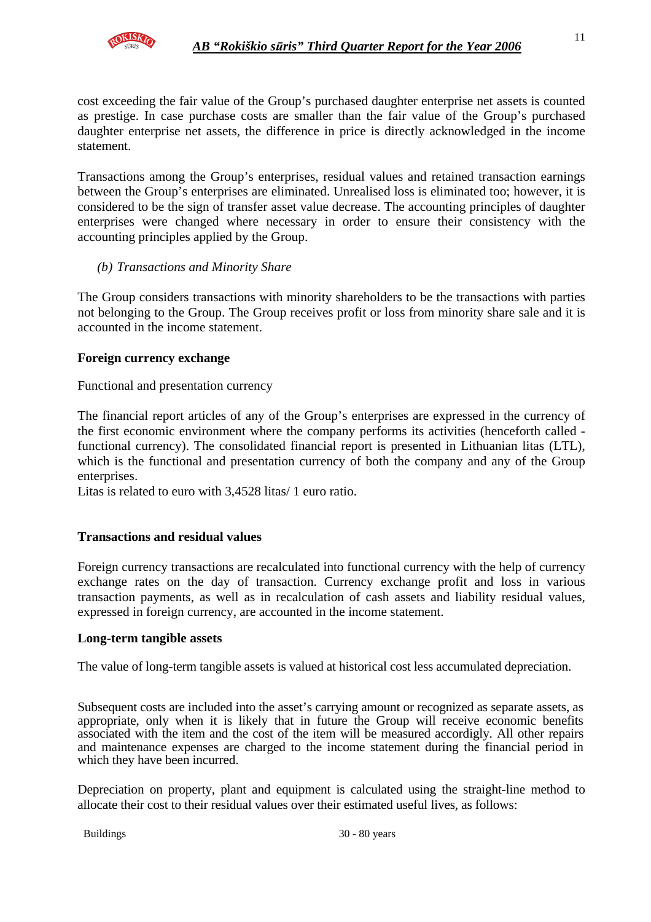cost exceeding the fair value of the Group's purchased daughter enterprise net assets is counted as prestige. In case purchase costs are smaller than the fair value of the Group's purchased daughter enterprise net assets, the difference in price is directly acknowledged in the income statement.

Transactions among the Group's enterprises, residual values and retained transaction earnings between the Group's enterprises are eliminated. Unrealised loss is eliminated too; however, it is considered to be the sign of transfer asset value decrease. The accounting principles of daughter enterprises were changed where necessary in order to ensure their consistency with the accounting principles applied by the Group.

*(b) Transactions and Minority Share*

The Group considers transactions with minority shareholders to be the transactions with parties not belonging to the Group. The Group receives profit or loss from minority share sale and it is accounted in the income statement.

**Foreign currency exchange**

Functional and presentation currency

The financial report articles of any of the Group's enterprises are expressed in the currency of the first economic environment where the company performs its activities (henceforth called - functional currency). The consolidated financial report is presented in Lithuanian litas (LTL), which is the functional and presentation currency of both the company and any of the Group enterprises.
Litas is related to euro with 3,4528 litas/ 1 euro ratio.

**Transactions and residual values**

Foreign currency transactions are recalculated into functional currency with the help of currency exchange rates on the day of transaction. Currency exchange profit and loss in various transaction payments, as well as in recalculation of cash assets and liability residual values, expressed in foreign currency, are accounted in the income statement.

**Long-term tangible assets**

The value of long-term tangible assets is valued at historical cost less accumulated depreciation.

Subsequent costs are included into the asset's carrying amount or recognized as separate assets, as appropriate, only when it is likely that in future the Group will receive economic benefits associated with the item and the cost of the item will be measured accordigly. All other repairs and maintenance expenses are charged to the income statement during the financial period in which they have been incurred.

Depreciation on property, plant and equipment is calculated using the straight-line method to allocate their cost to their residual values over their estimated useful lives, as follows:

| | |
|---|---|
| Buildings | 30 - 80 years |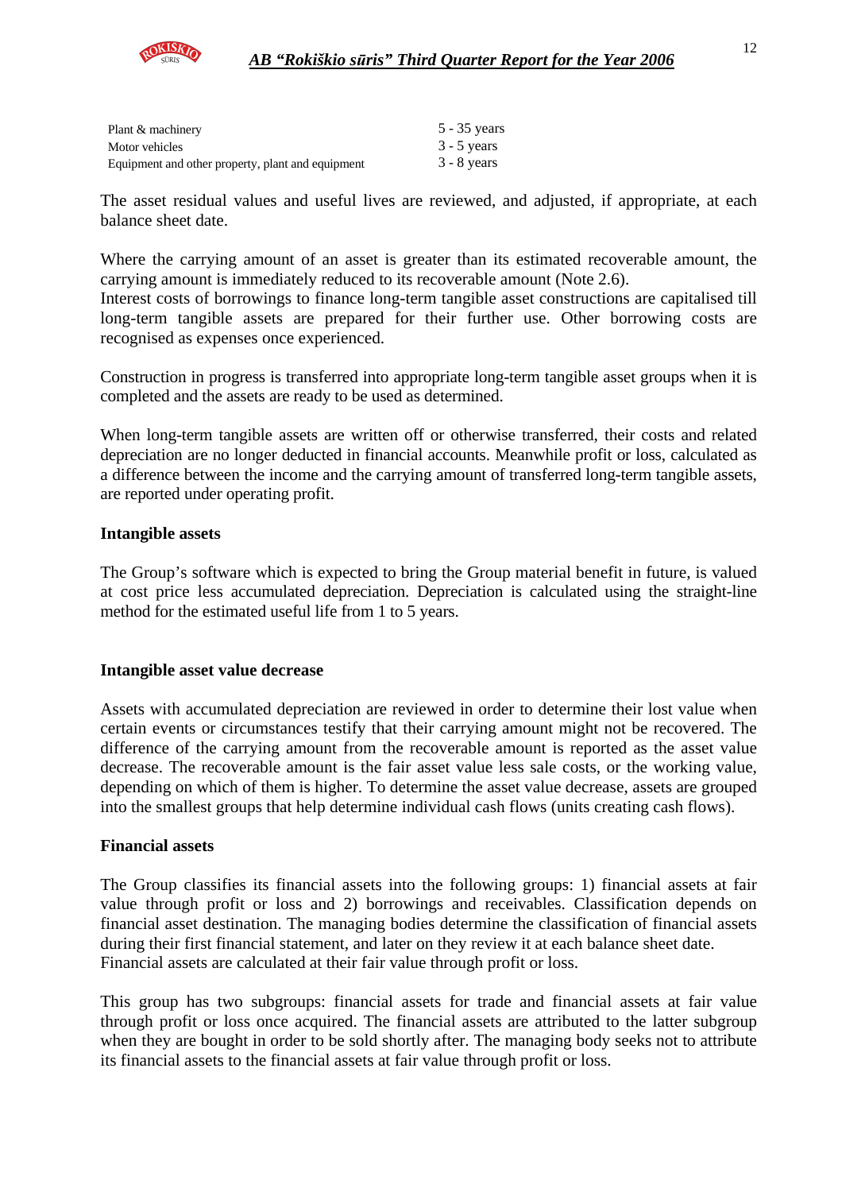| | |
|---|---|
| Plant & machinery | 5 - 35 years |
| Motor vehicles | 3 - 5 years |
| Equipment and other property, plant and equipment | 3 - 8 years |

The asset residual values and useful lives are reviewed, and adjusted, if appropriate, at each balance sheet date.

Where the carrying amount of an asset is greater than its estimated recoverable amount, the carrying amount is immediately reduced to its recoverable amount (Note 2.6).
Interest costs of borrowings to finance long-term tangible asset constructions are capitalised till long-term tangible assets are prepared for their further use. Other borrowing costs are recognised as expenses once experienced.

Construction in progress is transferred into appropriate long-term tangible asset groups when it is completed and the assets are ready to be used as determined.

When long-term tangible assets are written off or otherwise transferred, their costs and related depreciation are no longer deducted in financial accounts. Meanwhile profit or loss, calculated as a difference between the income and the carrying amount of transferred long-term tangible assets, are reported under operating profit.

**Intangible assets**

The Group's software which is expected to bring the Group material benefit in future, is valued at cost price less accumulated depreciation. Depreciation is calculated using the straight-line method for the estimated useful life from 1 to 5 years.

**Intangible asset value decrease**

Assets with accumulated depreciation are reviewed in order to determine their lost value when certain events or circumstances testify that their carrying amount might not be recovered. The difference of the carrying amount from the recoverable amount is reported as the asset value decrease. The recoverable amount is the fair asset value less sale costs, or the working value, depending on which of them is higher. To determine the asset value decrease, assets are grouped into the smallest groups that help determine individual cash flows (units creating cash flows).

**Financial assets**

The Group classifies its financial assets into the following groups: 1) financial assets at fair value through profit or loss and 2) borrowings and receivables. Classification depends on financial asset destination. The managing bodies determine the classification of financial assets during their first financial statement, and later on they review it at each balance sheet date.
Financial assets are calculated at their fair value through profit or loss.

This group has two subgroups: financial assets for trade and financial assets at fair value through profit or loss once acquired. The financial assets are attributed to the latter subgroup when they are bought in order to be sold shortly after. The managing body seeks not to attribute its financial assets to the financial assets at fair value through profit or loss.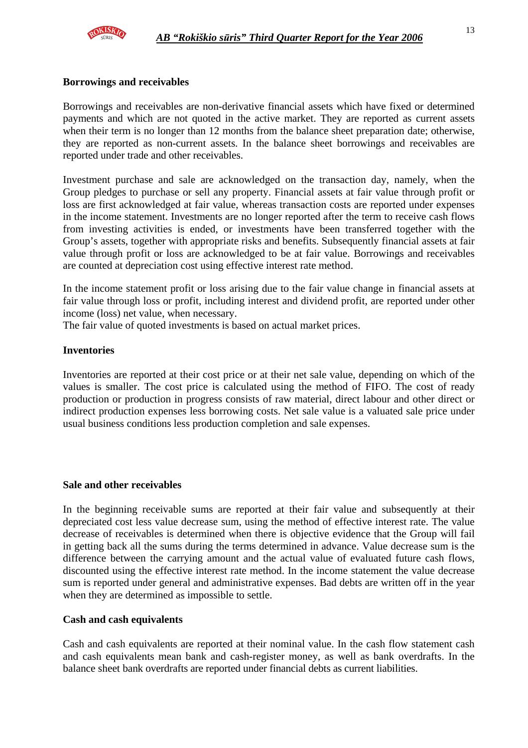**Borrowings and receivables**

Borrowings and receivables are non-derivative financial assets which have fixed or determined payments and which are not quoted in the active market. They are reported as current assets when their term is no longer than 12 months from the balance sheet preparation date; otherwise, they are reported as non-current assets. In the balance sheet borrowings and receivables are reported under trade and other receivables.

Investment purchase and sale are acknowledged on the transaction day, namely, when the Group pledges to purchase or sell any property. Financial assets at fair value through profit or loss are first acknowledged at fair value, whereas transaction costs are reported under expenses in the income statement. Investments are no longer reported after the term to receive cash flows from investing activities is ended, or investments have been transferred together with the Group's assets, together with appropriate risks and benefits. Subsequently financial assets at fair value through profit or loss are acknowledged to be at fair value. Borrowings and receivables are counted at depreciation cost using effective interest rate method.

In the income statement profit or loss arising due to the fair value change in financial assets at fair value through loss or profit, including interest and dividend profit, are reported under other income (loss) net value, when necessary.
The fair value of quoted investments is based on actual market prices.

**Inventories**

Inventories are reported at their cost price or at their net sale value, depending on which of the values is smaller. The cost price is calculated using the method of FIFO. The cost of ready production or production in progress consists of raw material, direct labour and other direct or indirect production expenses less borrowing costs. Net sale value is a valuated sale price under usual business conditions less production completion and sale expenses.

**Sale and other receivables**

In the beginning receivable sums are reported at their fair value and subsequently at their depreciated cost less value decrease sum, using the method of effective interest rate. The value decrease of receivables is determined when there is objective evidence that the Group will fail in getting back all the sums during the terms determined in advance. Value decrease sum is the difference between the carrying amount and the actual value of evaluated future cash flows, discounted using the effective interest rate method. In the income statement the value decrease sum is reported under general and administrative expenses. Bad debts are written off in the year when they are determined as impossible to settle.

**Cash and cash equivalents**

Cash and cash equivalents are reported at their nominal value. In the cash flow statement cash and cash equivalents mean bank and cash-register money, as well as bank overdrafts. In the balance sheet bank overdrafts are reported under financial debts as current liabilities.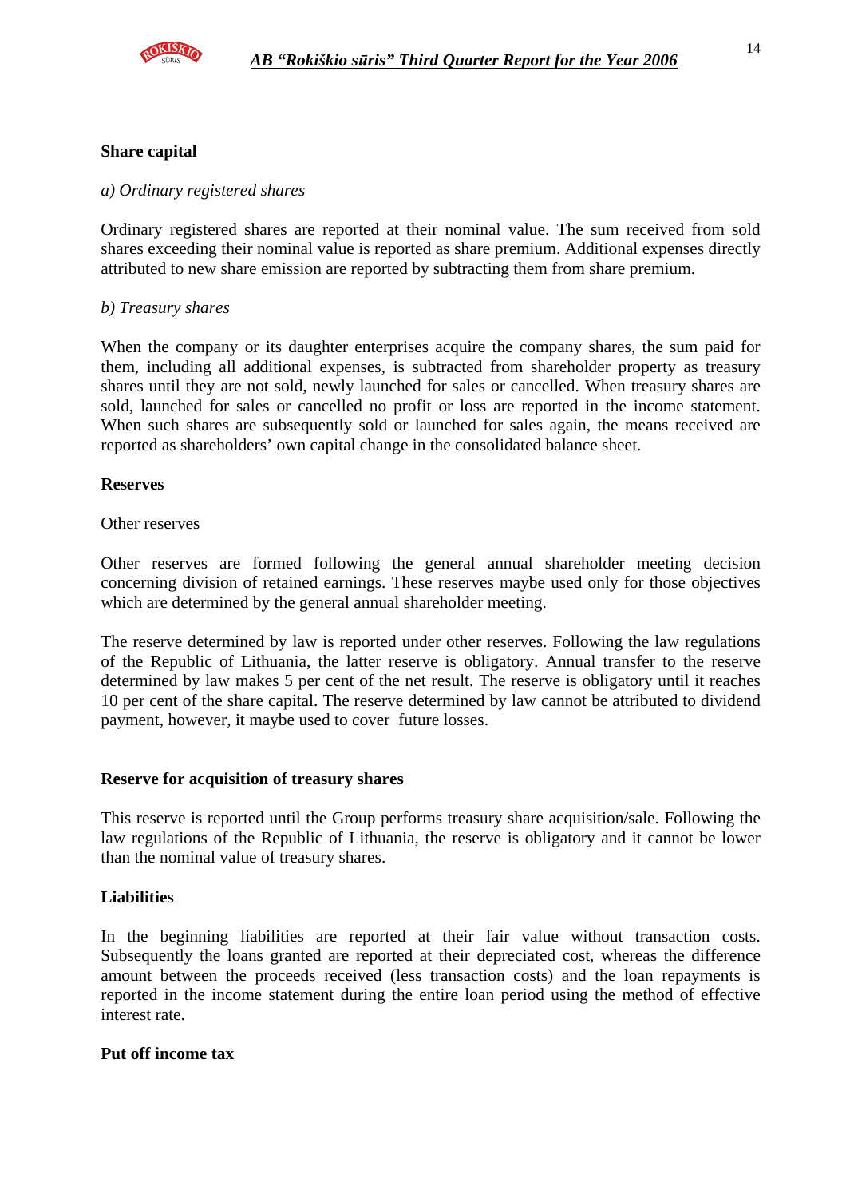### Share capital

*a) Ordinary registered shares*

Ordinary registered shares are reported at their nominal value. The sum received from sold shares exceeding their nominal value is reported as share premium. Additional expenses directly attributed to new share emission are reported by subtracting them from share premium.

*b) Treasury shares*

When the company or its daughter enterprises acquire the company shares, the sum paid for them, including all additional expenses, is subtracted from shareholder property as treasury shares until they are not sold, newly launched for sales or cancelled. When treasury shares are sold, launched for sales or cancelled no profit or loss are reported in the income statement. When such shares are subsequently sold or launched for sales again, the means received are reported as shareholders' own capital change in the consolidated balance sheet.

### Reserves

Other reserves

Other reserves are formed following the general annual shareholder meeting decision concerning division of retained earnings. These reserves maybe used only for those objectives which are determined by the general annual shareholder meeting.

The reserve determined by law is reported under other reserves. Following the law regulations of the Republic of Lithuania, the latter reserve is obligatory. Annual transfer to the reserve determined by law makes 5 per cent of the net result. The reserve is obligatory until it reaches 10 per cent of the share capital. The reserve determined by law cannot be attributed to dividend payment, however, it maybe used to cover future losses.

### Reserve for acquisition of treasury shares

This reserve is reported until the Group performs treasury share acquisition/sale. Following the law regulations of the Republic of Lithuania, the reserve is obligatory and it cannot be lower than the nominal value of treasury shares.

### Liabilities

In the beginning liabilities are reported at their fair value without transaction costs. Subsequently the loans granted are reported at their depreciated cost, whereas the difference amount between the proceeds received (less transaction costs) and the loan repayments is reported in the income statement during the entire loan period using the method of effective interest rate.

### Put off income tax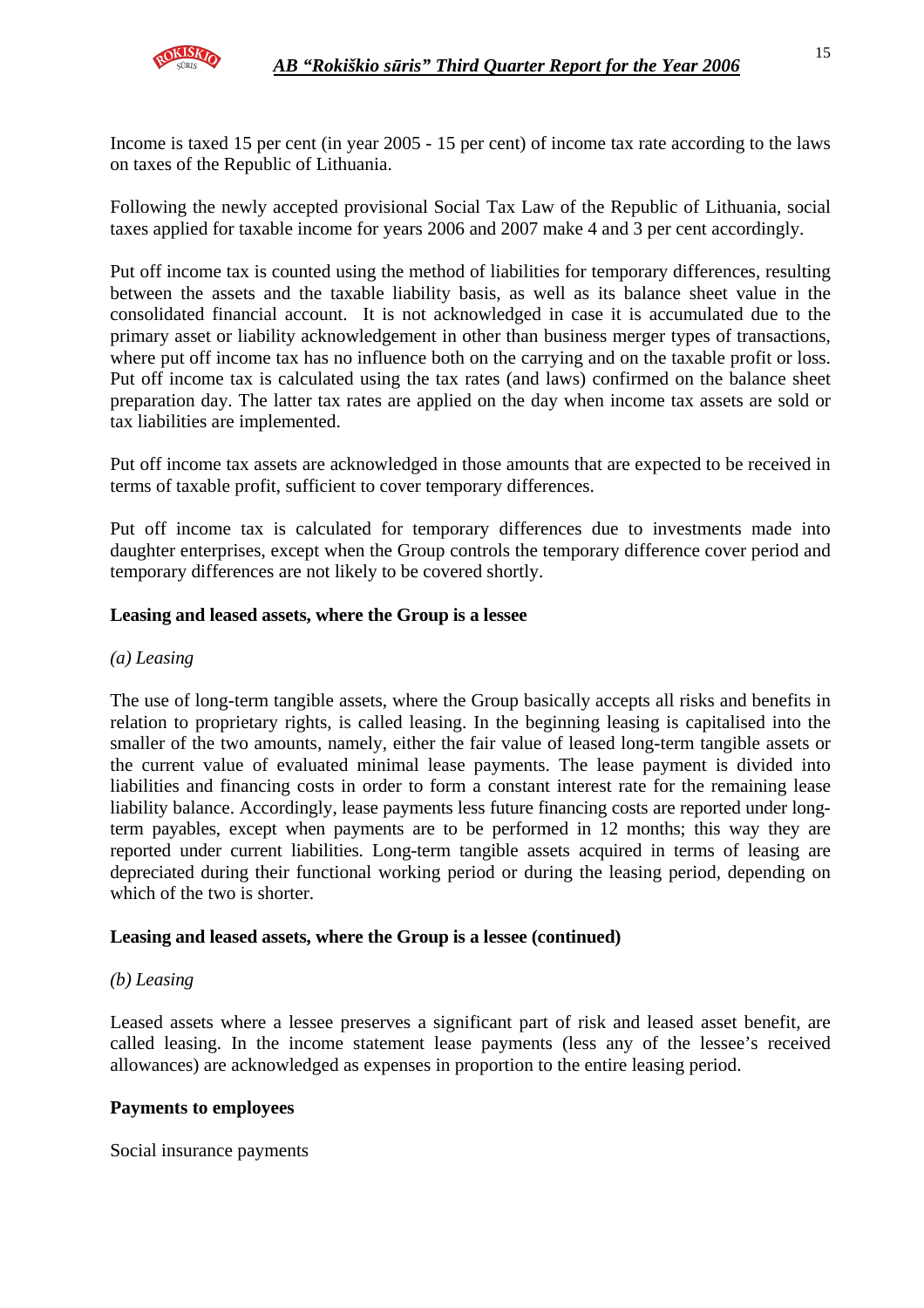Income is taxed 15 per cent (in year 2005 - 15 per cent) of income tax rate according to the laws on taxes of the Republic of Lithuania.

Following the newly accepted provisional Social Tax Law of the Republic of Lithuania, social taxes applied for taxable income for years 2006 and 2007 make 4 and 3 per cent accordingly.

Put off income tax is counted using the method of liabilities for temporary differences, resulting between the assets and the taxable liability basis, as well as its balance sheet value in the consolidated financial account. It is not acknowledged in case it is accumulated due to the primary asset or liability acknowledgement in other than business merger types of transactions, where put off income tax has no influence both on the carrying and on the taxable profit or loss. Put off income tax is calculated using the tax rates (and laws) confirmed on the balance sheet preparation day. The latter tax rates are applied on the day when income tax assets are sold or tax liabilities are implemented.

Put off income tax assets are acknowledged in those amounts that are expected to be received in terms of taxable profit, sufficient to cover temporary differences.

Put off income tax is calculated for temporary differences due to investments made into daughter enterprises, except when the Group controls the temporary difference cover period and temporary differences are not likely to be covered shortly.

**Leasing and leased assets, where the Group is a lessee**

*(a) Leasing*

The use of long-term tangible assets, where the Group basically accepts all risks and benefits in relation to proprietary rights, is called leasing. In the beginning leasing is capitalised into the smaller of the two amounts, namely, either the fair value of leased long-term tangible assets or the current value of evaluated minimal lease payments. The lease payment is divided into liabilities and financing costs in order to form a constant interest rate for the remaining lease liability balance. Accordingly, lease payments less future financing costs are reported under long-term payables, except when payments are to be performed in 12 months; this way they are reported under current liabilities. Long-term tangible assets acquired in terms of leasing are depreciated during their functional working period or during the leasing period, depending on which of the two is shorter.

**Leasing and leased assets, where the Group is a lessee (continued)**

*(b) Leasing*

Leased assets where a lessee preserves a significant part of risk and leased asset benefit, are called leasing. In the income statement lease payments (less any of the lessee's received allowances) are acknowledged as expenses in proportion to the entire leasing period.

**Payments to employees**

Social insurance payments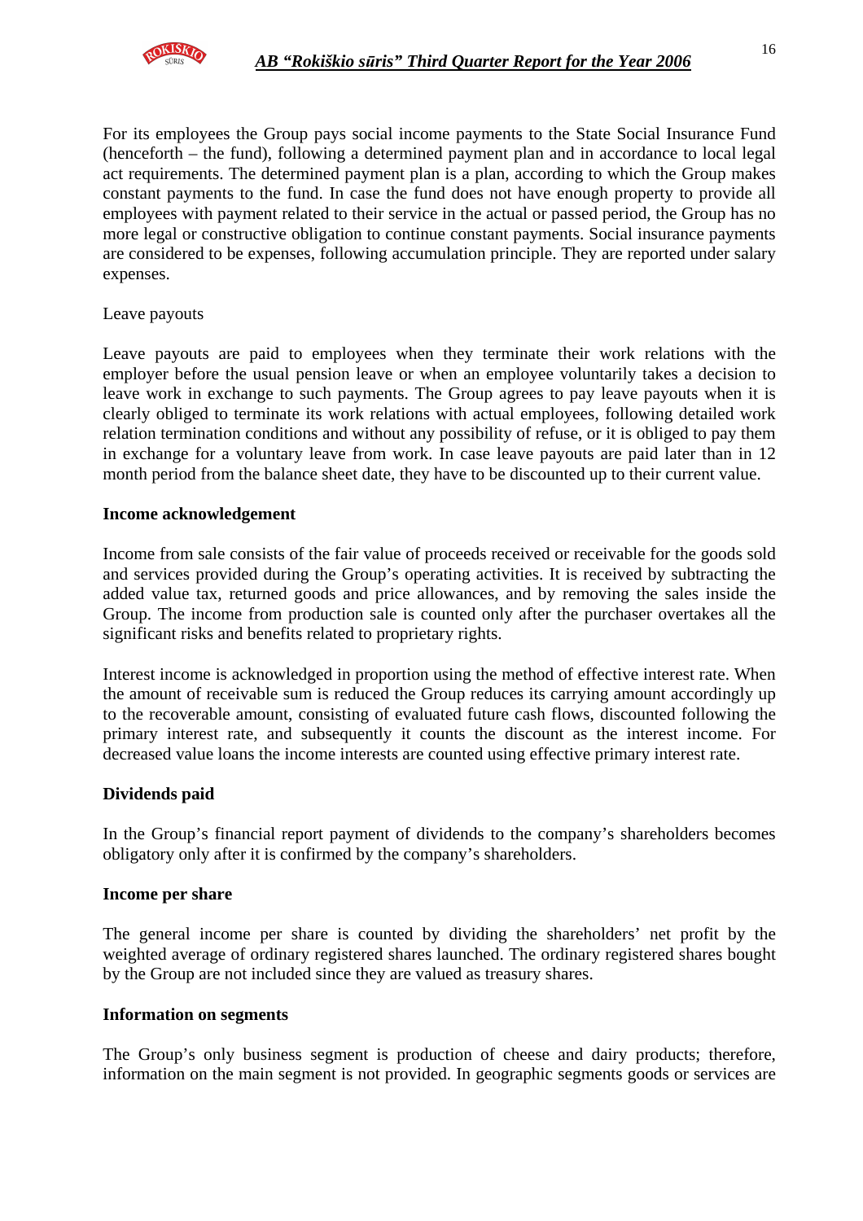For its employees the Group pays social income payments to the State Social Insurance Fund (henceforth – the fund), following a determined payment plan and in accordance to local legal act requirements. The determined payment plan is a plan, according to which the Group makes constant payments to the fund. In case the fund does not have enough property to provide all employees with payment related to their service in the actual or passed period, the Group has no more legal or constructive obligation to continue constant payments. Social insurance payments are considered to be expenses, following accumulation principle. They are reported under salary expenses.

Leave payouts

Leave payouts are paid to employees when they terminate their work relations with the employer before the usual pension leave or when an employee voluntarily takes a decision to leave work in exchange to such payments. The Group agrees to pay leave payouts when it is clearly obliged to terminate its work relations with actual employees, following detailed work relation termination conditions and without any possibility of refuse, or it is obliged to pay them in exchange for a voluntary leave from work. In case leave payouts are paid later than in 12 month period from the balance sheet date, they have to be discounted up to their current value.

**Income acknowledgement**

Income from sale consists of the fair value of proceeds received or receivable for the goods sold and services provided during the Group's operating activities. It is received by subtracting the added value tax, returned goods and price allowances, and by removing the sales inside the Group. The income from production sale is counted only after the purchaser overtakes all the significant risks and benefits related to proprietary rights.

Interest income is acknowledged in proportion using the method of effective interest rate. When the amount of receivable sum is reduced the Group reduces its carrying amount accordingly up to the recoverable amount, consisting of evaluated future cash flows, discounted following the primary interest rate, and subsequently it counts the discount as the interest income. For decreased value loans the income interests are counted using effective primary interest rate.

**Dividends paid**

In the Group's financial report payment of dividends to the company's shareholders becomes obligatory only after it is confirmed by the company's shareholders.

**Income per share**

The general income per share is counted by dividing the shareholders' net profit by the weighted average of ordinary registered shares launched. The ordinary registered shares bought by the Group are not included since they are valued as treasury shares.

**Information on segments**

The Group's only business segment is production of cheese and dairy products; therefore, information on the main segment is not provided. In geographic segments goods or services are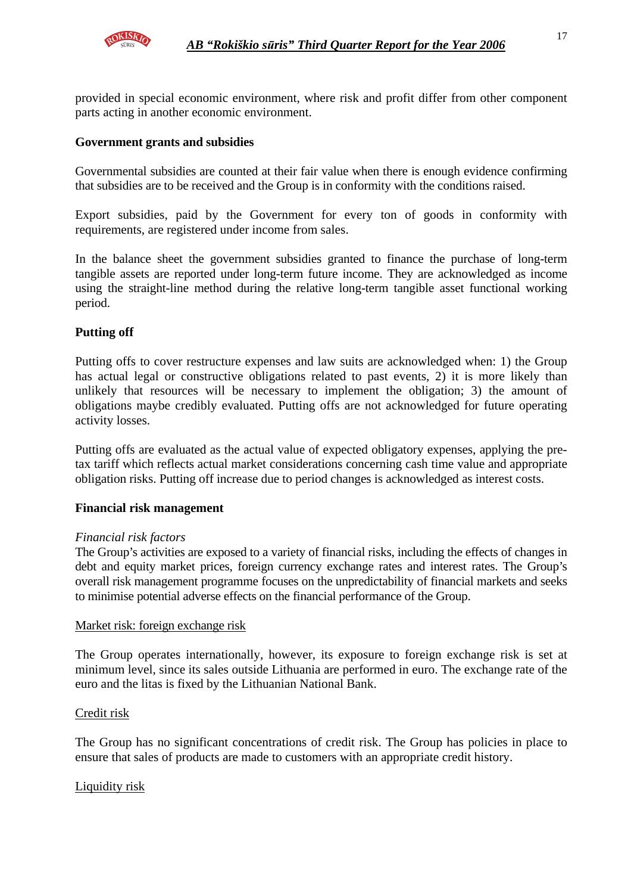provided in special economic environment, where risk and profit differ from other component parts acting in another economic environment.

**Government grants and subsidies**

Governmental subsidies are counted at their fair value when there is enough evidence confirming that subsidies are to be received and the Group is in conformity with the conditions raised.

Export subsidies, paid by the Government for every ton of goods in conformity with requirements, are registered under income from sales.

In the balance sheet the government subsidies granted to finance the purchase of long-term tangible assets are reported under long-term future income. They are acknowledged as income using the straight-line method during the relative long-term tangible asset functional working period.

**Putting off**

Putting offs to cover restructure expenses and law suits are acknowledged when: 1) the Group has actual legal or constructive obligations related to past events, 2) it is more likely than unlikely that resources will be necessary to implement the obligation; 3) the amount of obligations maybe credibly evaluated. Putting offs are not acknowledged for future operating activity losses.

Putting offs are evaluated as the actual value of expected obligatory expenses, applying the pre-tax tariff which reflects actual market considerations concerning cash time value and appropriate obligation risks. Putting off increase due to period changes is acknowledged as interest costs.

**Financial risk management**

*Financial risk factors*
The Group's activities are exposed to a variety of financial risks, including the effects of changes in debt and equity market prices, foreign currency exchange rates and interest rates. The Group's overall risk management programme focuses on the unpredictability of financial markets and seeks to minimise potential adverse effects on the financial performance of the Group.

Market risk: foreign exchange risk

The Group operates internationally, however, its exposure to foreign exchange risk is set at minimum level, since its sales outside Lithuania are performed in euro. The exchange rate of the euro and the litas is fixed by the Lithuanian National Bank.

Credit risk

The Group has no significant concentrations of credit risk. The Group has policies in place to ensure that sales of products are made to customers with an appropriate credit history.

Liquidity risk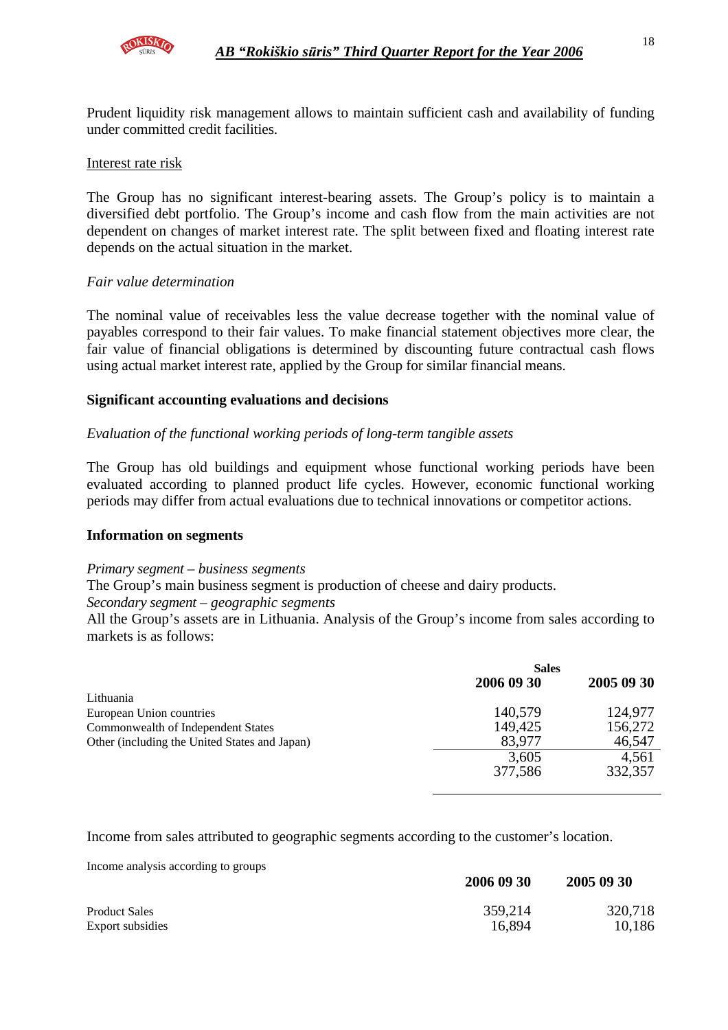Prudent liquidity risk management allows to maintain sufficient cash and availability of funding under committed credit facilities.

Interest rate risk

The Group has no significant interest-bearing assets. The Group's policy is to maintain a diversified debt portfolio. The Group's income and cash flow from the main activities are not dependent on changes of market interest rate. The split between fixed and floating interest rate depends on the actual situation in the market.

*Fair value determination*

The nominal value of receivables less the value decrease together with the nominal value of payables correspond to their fair values. To make financial statement objectives more clear, the fair value of financial obligations is determined by discounting future contractual cash flows using actual market interest rate, applied by the Group for similar financial means.

**Significant accounting evaluations and decisions**

*Evaluation of the functional working periods of long-term tangible assets*

The Group has old buildings and equipment whose functional working periods have been evaluated according to planned product life cycles. However, economic functional working periods may differ from actual evaluations due to technical innovations or competitor actions.

**Information on segments**

*Primary segment – business segments*
The Group's main business segment is production of cheese and dairy products.
*Secondary segment – geographic segments*
All the Group's assets are in Lithuania. Analysis of the Group's income from sales according to markets is as follows:

| | Sales | |
|---|---|---|
| | 2006 09 30 | 2005 09 30 |
| Lithuania | | |
| European Union countries | 140,579 | 124,977 |
| Commonwealth of Independent States | 149,425 | 156,272 |
| Other (including the United States and Japan) | 83,977 | 46,547 |
| | 3,605 | 4,561 |
| | 377,586 | 332,357 |

Income from sales attributed to geographic segments according to the customer's location.

Income analysis according to groups

| | 2006 09 30 | 2005 09 30 |
|---|---|---|
| Product Sales | 359,214 | 320,718 |
| Export subsidies | 16,894 | 10,186 |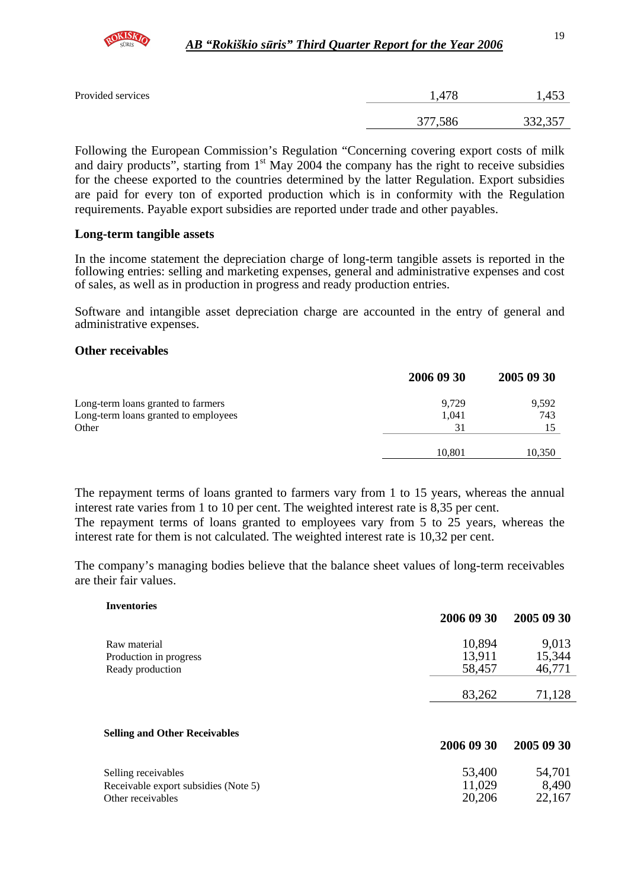| | | |
|---|---|---|
| Provided services | 1,478 | 1,453 |
| | 377,586 | 332,357 |

Following the European Commission's Regulation "Concerning covering export costs of milk and dairy products", starting from 1[st] May 2004 the company has the right to receive subsidies for the cheese exported to the countries determined by the latter Regulation. Export subsidies are paid for every ton of exported production which is in conformity with the Regulation requirements. Payable export subsidies are reported under trade and other payables.

**Long-term tangible assets**

In the income statement the depreciation charge of long-term tangible assets is reported in the following entries: selling and marketing expenses, general and administrative expenses and cost of sales, as well as in production in progress and ready production entries.

Software and intangible asset depreciation charge are accounted in the entry of general and administrative expenses.

**Other receivables**

| | **2006 09 30** | **2005 09 30** |
|---|---|---|
| Long-term loans granted to farmers | 9,729 | 9,592 |
| Long-term loans granted to employees | 1,041 | 743 |
| Other | 31 | 15 |
| | 10,801 | 10,350 |

The repayment terms of loans granted to farmers vary from 1 to 15 years, whereas the annual interest rate varies from 1 to 10 per cent. The weighted interest rate is 8,35 per cent.
The repayment terms of loans granted to employees vary from 5 to 25 years, whereas the interest rate for them is not calculated. The weighted interest rate is 10,32 per cent.

The company's managing bodies believe that the balance sheet values of long-term receivables are their fair values.

**Inventories**

| | **2006 09 30** | **2005 09 30** |
|---|---|---|
| Raw material | 10,894 | 9,013 |
| Production in progress | 13,911 | 15,344 |
| Ready production | 58,457 | 46,771 |
| | 83,262 | 71,128 |

**Selling and Other Receivables**

| | **2006 09 30** | **2005 09 30** |
|---|---|---|
| Selling receivables | 53,400 | 54,701 |
| Receivable export subsidies (Note 5) | 11,029 | 8,490 |
| Other receivables | 20,206 | 22,167 |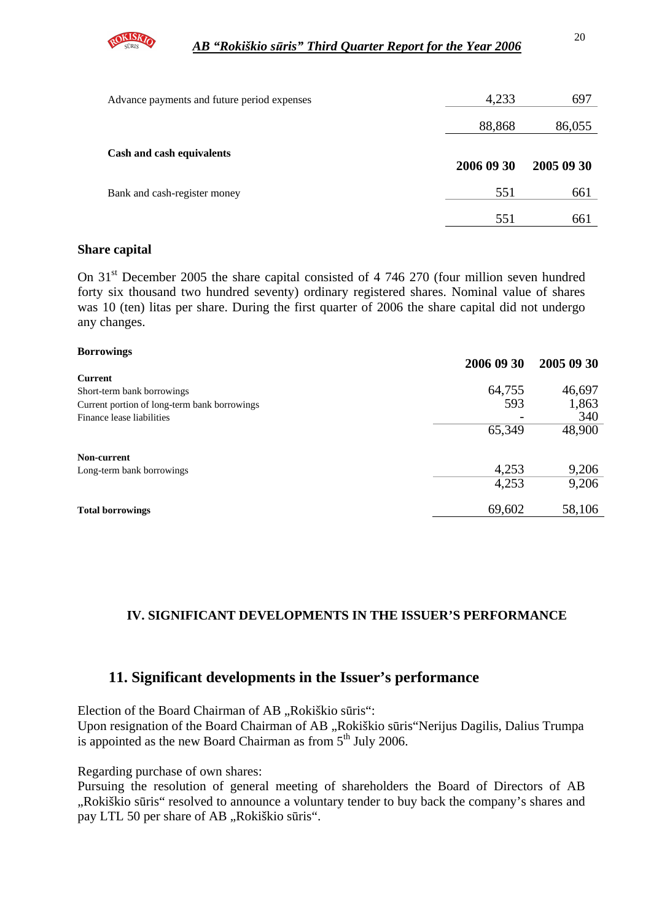| | | |
|---|---|---|
| Advance payments and future period expenses | 4,233 | 697 |
| | 88,868 | 86,055 |

| **Cash and cash equivalents** | **2006 09 30** | **2005 09 30** |
|---|---|---|
| Bank and cash-register money | 551 | 661 |
| | 551 | 661 |

### Share capital

On 31[st] December 2005 the share capital consisted of 4 746 270 (four million seven hundred forty six thousand two hundred seventy) ordinary registered shares. Nominal value of shares was 10 (ten) litas per share. During the first quarter of 2006 the share capital did not undergo any changes.

| **Borrowings** | **2006 09 30** | **2005 09 30** |
|---|---|---|
| **Current** | | |
| Short-term bank borrowings | 64,755 | 46,697 |
| Current portion of long-term bank borrowings | 593 | 1,863 |
| Finance lease liabilities | - | 340 |
| | 65,349 | 48,900 |
| **Non-current** | | |
| Long-term bank borrowings | 4,253 | 9,206 |
| | 4,253 | 9,206 |
| **Total borrowings** | 69,602 | 58,106 |

## IV. SIGNIFICANT DEVELOPMENTS IN THE ISSUER'S PERFORMANCE

## 11. Significant developments in the Issuer's performance

Election of the Board Chairman of AB „Rokiškio sūris":
Upon resignation of the Board Chairman of AB „Rokiškio sūris"Nerijus Dagilis, Dalius Trumpa is appointed as the new Board Chairman as from 5[th] July 2006.

Regarding purchase of own shares:
Pursuing the resolution of general meeting of shareholders the Board of Directors of AB „Rokiškio sūris" resolved to announce a voluntary tender to buy back the company's shares and pay LTL 50 per share of AB „Rokiškio sūris".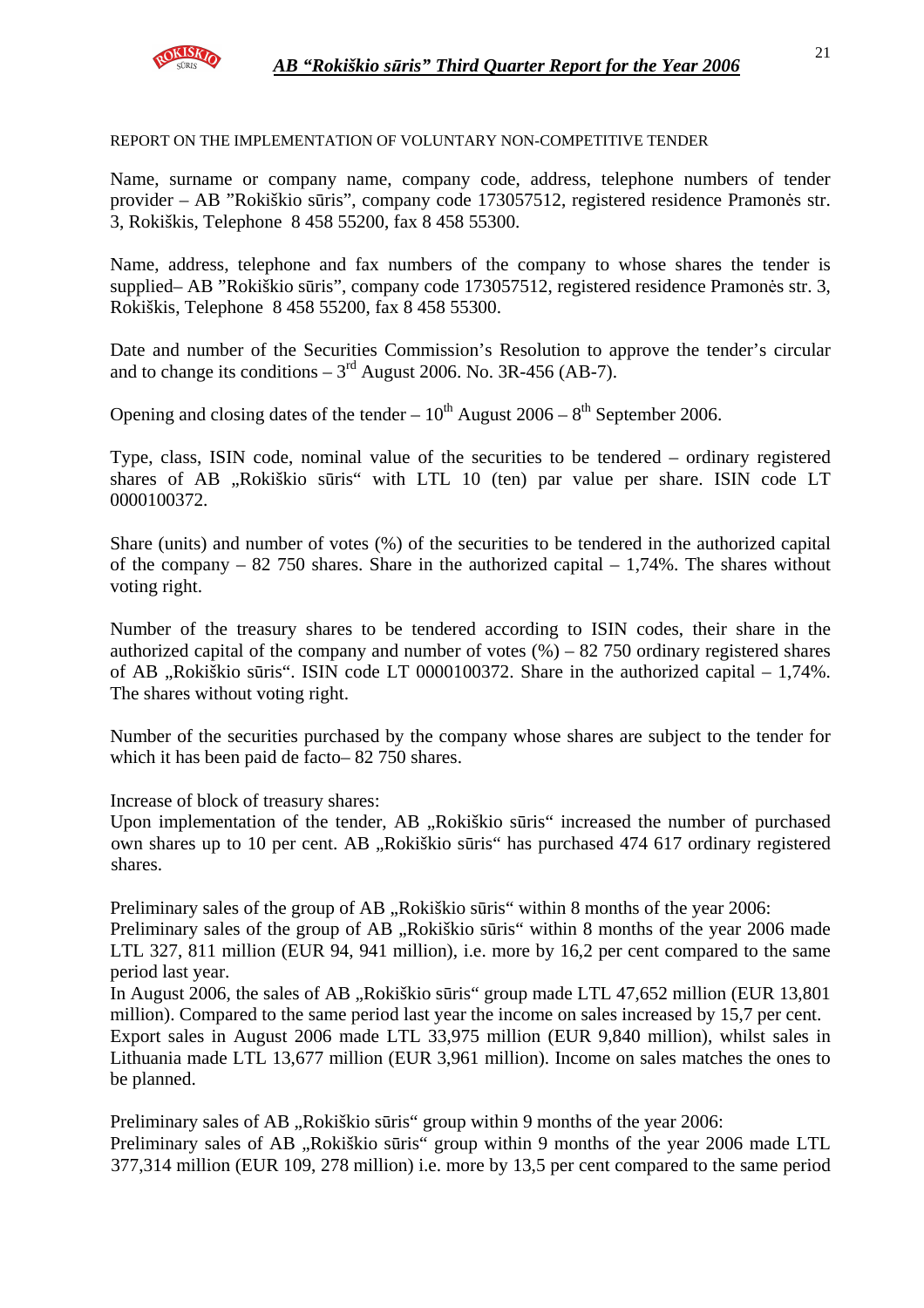REPORT ON THE IMPLEMENTATION OF VOLUNTARY NON-COMPETITIVE TENDER

Name, surname or company name, company code, address, telephone numbers of tender provider – AB "Rokiškio sūris", company code 173057512, registered residence Pramonės str. 3, Rokiškis, Telephone 8 458 55200, fax 8 458 55300.

Name, address, telephone and fax numbers of the company to whose shares the tender is supplied– AB "Rokiškio sūris", company code 173057512, registered residence Pramonės str. 3, Rokiškis, Telephone 8 458 55200, fax 8 458 55300.

Date and number of the Securities Commission's Resolution to approve the tender's circular and to change its conditions – 3rd August 2006. No. 3R-456 (AB-7).

Opening and closing dates of the tender – 10th August 2006 – 8th September 2006.

Type, class, ISIN code, nominal value of the securities to be tendered – ordinary registered shares of AB „Rokiškio sūris" with LTL 10 (ten) par value per share. ISIN code LT 0000100372.

Share (units) and number of votes (%) of the securities to be tendered in the authorized capital of the company – 82 750 shares. Share in the authorized capital – 1,74%. The shares without voting right.

Number of the treasury shares to be tendered according to ISIN codes, their share in the authorized capital of the company and number of votes (%) – 82 750 ordinary registered shares of AB „Rokiškio sūris". ISIN code LT 0000100372. Share in the authorized capital – 1,74%. The shares without voting right.

Number of the securities purchased by the company whose shares are subject to the tender for which it has been paid de facto– 82 750 shares.

Increase of block of treasury shares:
Upon implementation of the tender, AB „Rokiškio sūris" increased the number of purchased own shares up to 10 per cent. AB „Rokiškio sūris" has purchased 474 617 ordinary registered shares.

Preliminary sales of the group of AB „Rokiškio sūris" within 8 months of the year 2006:
Preliminary sales of the group of AB „Rokiškio sūris" within 8 months of the year 2006 made LTL 327, 811 million (EUR 94, 941 million), i.e. more by 16,2 per cent compared to the same period last year.
In August 2006, the sales of AB „Rokiškio sūris" group made LTL 47,652 million (EUR 13,801 million). Compared to the same period last year the income on sales increased by 15,7 per cent.
Export sales in August 2006 made LTL 33,975 million (EUR 9,840 million), whilst sales in Lithuania made LTL 13,677 million (EUR 3,961 million). Income on sales matches the ones to be planned.

Preliminary sales of AB „Rokiškio sūris" group within 9 months of the year 2006:
Preliminary sales of AB „Rokiškio sūris" group within 9 months of the year 2006 made LTL 377,314 million (EUR 109, 278 million) i.e. more by 13,5 per cent compared to the same period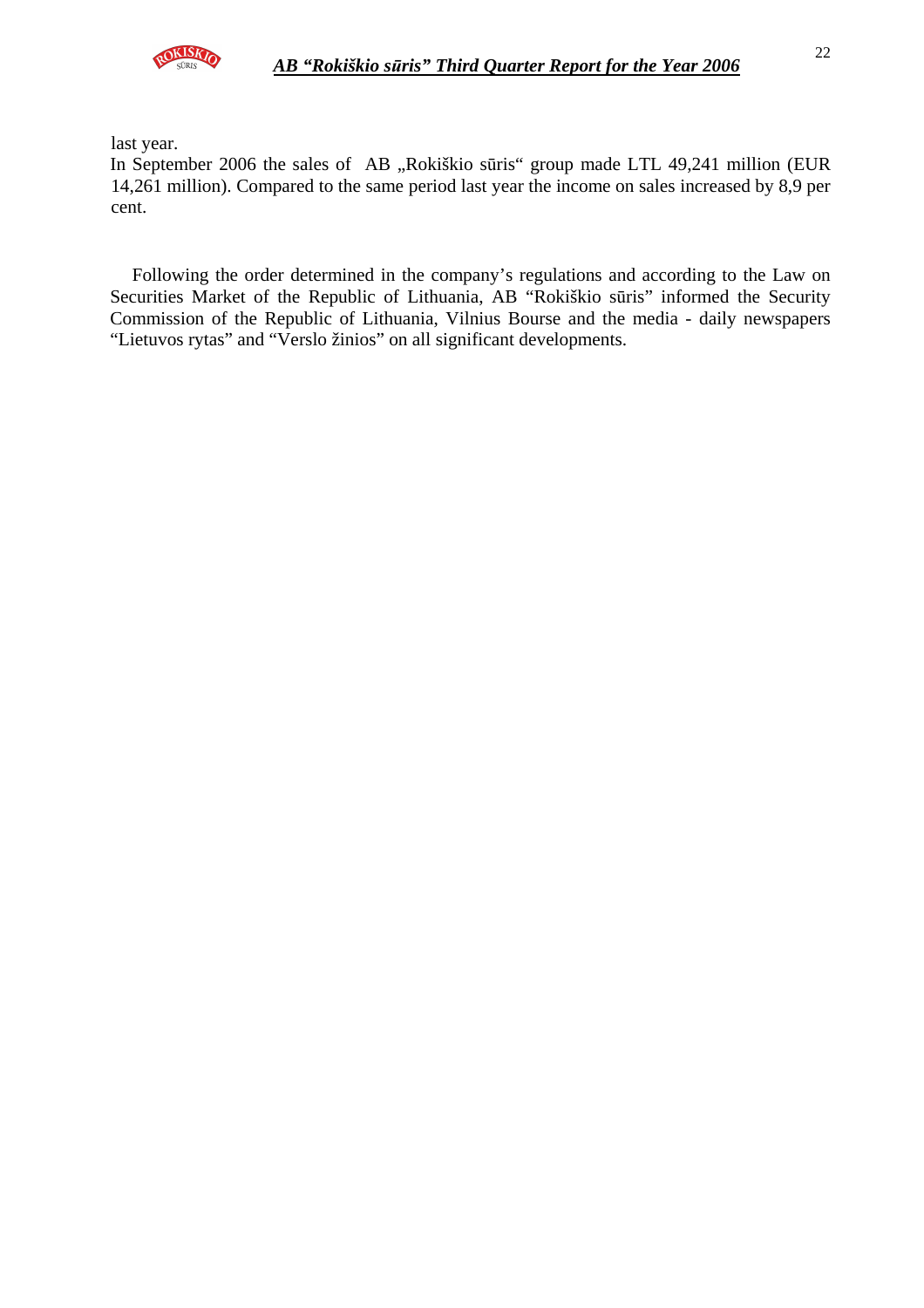last year.

In September 2006 the sales of AB „Rokiškio sūris“ group made LTL 49,241 million (EUR 14,261 million). Compared to the same period last year the income on sales increased by 8,9 per cent.

Following the order determined in the company's regulations and according to the Law on Securities Market of the Republic of Lithuania, AB "Rokiškio sūris" informed the Security Commission of the Republic of Lithuania, Vilnius Bourse and the media - daily newspapers "Lietuvos rytas" and "Verslo žinios" on all significant developments.